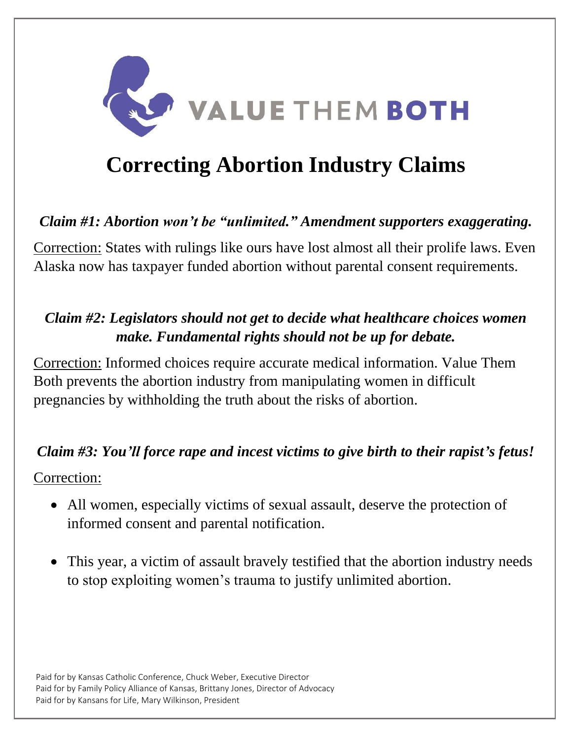VALUE THEM BOTH

# Correcting Abortion Industry Claims

***Claim #1: Abortion won't be "unlimited." Amendment supporters exaggerating.***

Correction: States with rulings like ours have lost almost all their prolife laws. Even Alaska now has taxpayer funded abortion without parental consent requirements.

***Claim #2: Legislators should not get to decide what healthcare choices women make. Fundamental rights should not be up for debate.***

Correction: Informed choices require accurate medical information. Value Them Both prevents the abortion industry from manipulating women in difficult pregnancies by withholding the truth about the risks of abortion.

***Claim #3: You'll force rape and incest victims to give birth to their rapist's fetus!***

Correction:

- All women, especially victims of sexual assault, deserve the protection of informed consent and parental notification.
- This year, a victim of assault bravely testified that the abortion industry needs to stop exploiting women's trauma to justify unlimited abortion.

Paid for by Kansas Catholic Conference, Chuck Weber, Executive Director
Paid for by Family Policy Alliance of Kansas, Brittany Jones, Director of Advocacy
Paid for by Kansans for Life, Mary Wilkinson, President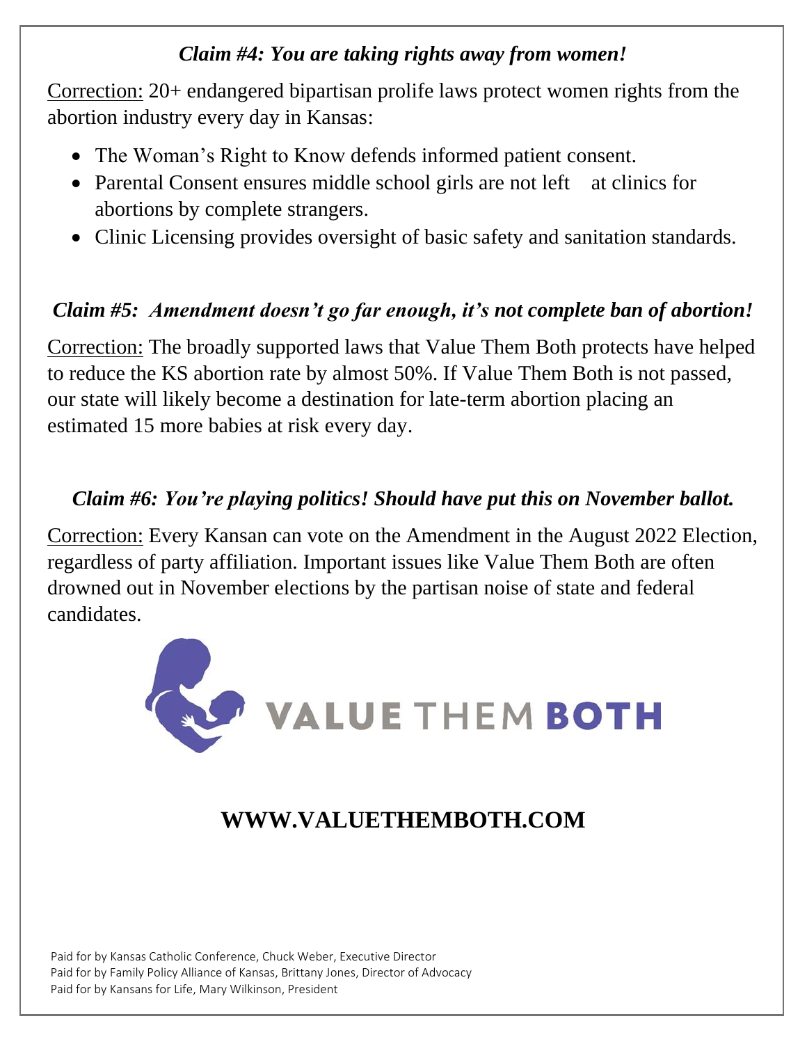***Claim #4: You are taking rights away from women!***

Correction: 20+ endangered bipartisan prolife laws protect women rights from the abortion industry every day in Kansas:

- The Woman's Right to Know defends informed patient consent.
- Parental Consent ensures middle school girls are not left at clinics for abortions by complete strangers.
- Clinic Licensing provides oversight of basic safety and sanitation standards.

***Claim #5: Amendment doesn't go far enough, it's not complete ban of abortion!***

Correction: The broadly supported laws that Value Them Both protects have helped to reduce the KS abortion rate by almost 50%. If Value Them Both is not passed, our state will likely become a destination for late-term abortion placing an estimated 15 more babies at risk every day.

***Claim #6: You're playing politics! Should have put this on November ballot.***

Correction: Every Kansan can vote on the Amendment in the August 2022 Election, regardless of party affiliation. Important issues like Value Them Both are often drowned out in November elections by the partisan noise of state and federal candidates.

VALUE THEM **BOTH**

**WWW.VALUETHEMBOTH.COM**

Paid for by Kansas Catholic Conference, Chuck Weber, Executive Director
Paid for by Family Policy Alliance of Kansas, Brittany Jones, Director of Advocacy
Paid for by Kansans for Life, Mary Wilkinson, President